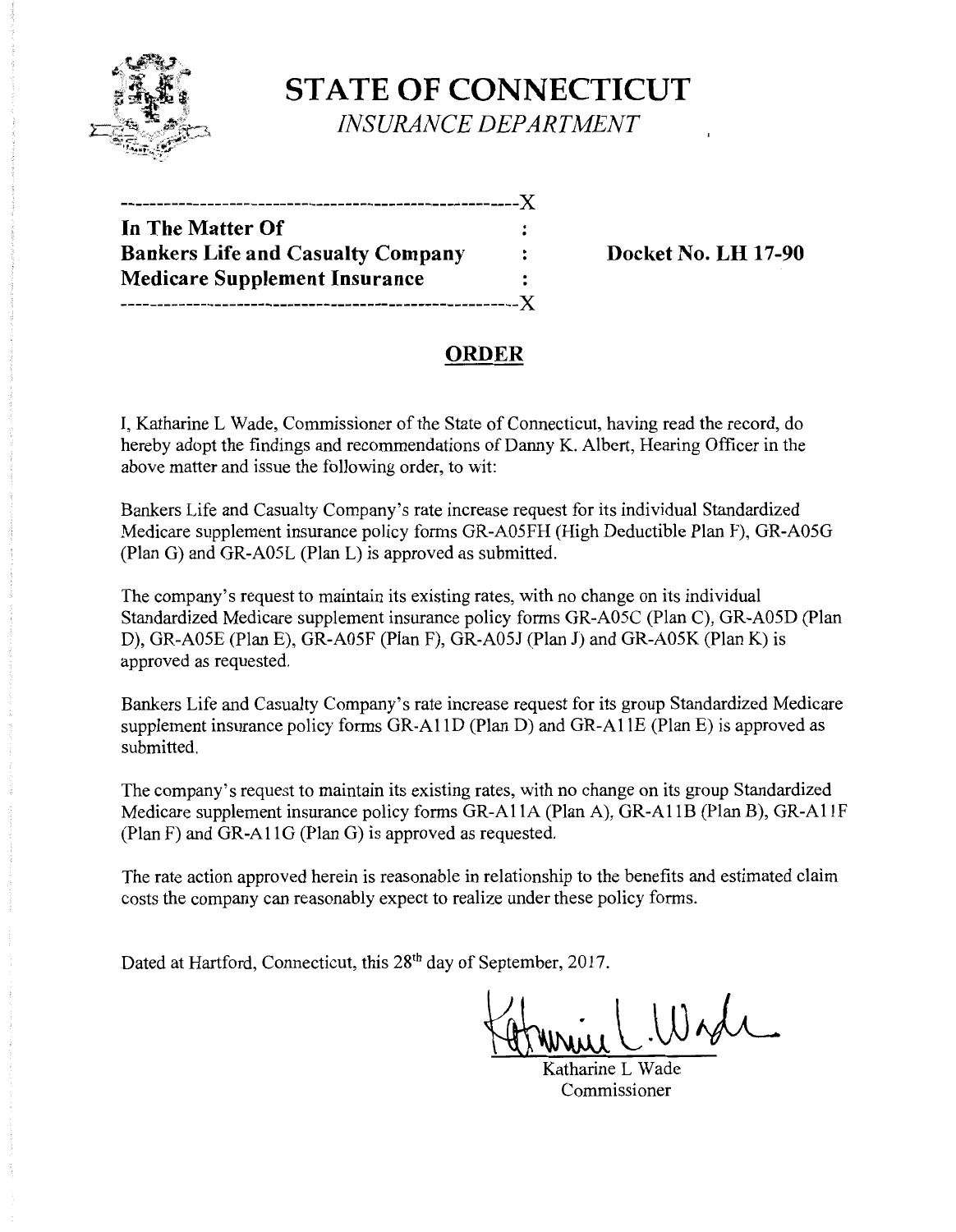# STATE OF CONNECTICUT

*INSURANCE DEPARTMENT*

-----------------------------------------------------X

**In The Matter Of** :
**Bankers Life and Casualty Company** : **Docket No. LH 17-90**
**Medicare Supplement Insurance** :

-----------------------------------------------------X

## ORDER

I, Katharine L Wade, Commissioner of the State of Connecticut, having read the record, do hereby adopt the findings and recommendations of Danny K. Albert, Hearing Officer in the above matter and issue the following order, to wit:

Bankers Life and Casualty Company's rate increase request for its individual Standardized Medicare supplement insurance policy forms GR-A05FH (High Deductible Plan F), GR-A05G (Plan G) and GR-A05L (Plan L) is approved as submitted.

The company's request to maintain its existing rates, with no change on its individual Standardized Medicare supplement insurance policy forms GR-A05C (Plan C), GR-A05D (Plan D), GR-A05E (Plan E), GR-A05F (Plan F), GR-A05J (Plan J) and GR-A05K (Plan K) is approved as requested.

Bankers Life and Casualty Company's rate increase request for its group Standardized Medicare supplement insurance policy forms GR-A11D (Plan D) and GR-A11E (Plan E) is approved as submitted.

The company's request to maintain its existing rates, with no change on its group Standardized Medicare supplement insurance policy forms GR-A11A (Plan A), GR-A11B (Plan B), GR-A11F (Plan F) and GR-A11G (Plan G) is approved as requested.

The rate action approved herein is reasonable in relationship to the benefits and estimated claim costs the company can reasonably expect to realize under these policy forms.

Dated at Hartford, Connecticut, this 28th day of September, 2017.

Katharine L Wade
Commissioner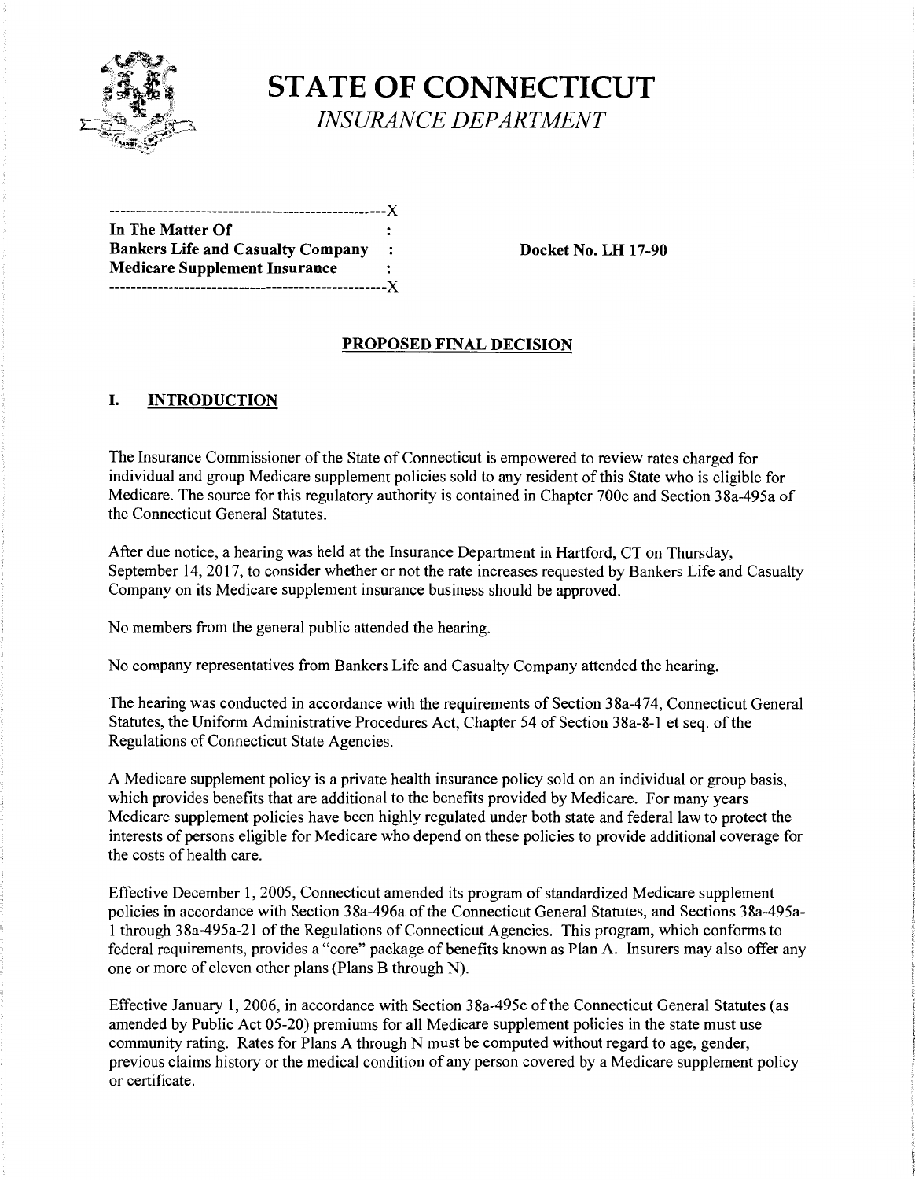# STATE OF CONNECTICUT

*INSURANCE DEPARTMENT*

```
--------------------------------------------------X
In The Matter Of                                   :
Bankers Life and Casualty Company                  :
Medicare Supplement Insurance                      :
--------------------------------------------------X
```

**In The Matter Of**
**Bankers Life and Casualty Company**
**Medicare Supplement Insurance**

**Docket No. LH 17-90**

## PROPOSED FINAL DECISION

## I. INTRODUCTION

The Insurance Commissioner of the State of Connecticut is empowered to review rates charged for individual and group Medicare supplement policies sold to any resident of this State who is eligible for Medicare. The source for this regulatory authority is contained in Chapter 700c and Section 38a-495a of the Connecticut General Statutes.

After due notice, a hearing was held at the Insurance Department in Hartford, CT on Thursday, September 14, 2017, to consider whether or not the rate increases requested by Bankers Life and Casualty Company on its Medicare supplement insurance business should be approved.

No members from the general public attended the hearing.

No company representatives from Bankers Life and Casualty Company attended the hearing.

The hearing was conducted in accordance with the requirements of Section 38a-474, Connecticut General Statutes, the Uniform Administrative Procedures Act, Chapter 54 of Section 38a-8-1 et seq. of the Regulations of Connecticut State Agencies.

A Medicare supplement policy is a private health insurance policy sold on an individual or group basis, which provides benefits that are additional to the benefits provided by Medicare. For many years Medicare supplement policies have been highly regulated under both state and federal law to protect the interests of persons eligible for Medicare who depend on these policies to provide additional coverage for the costs of health care.

Effective December 1, 2005, Connecticut amended its program of standardized Medicare supplement policies in accordance with Section 38a-496a of the Connecticut General Statutes, and Sections 38a-495a-1 through 38a-495a-21 of the Regulations of Connecticut Agencies. This program, which conforms to federal requirements, provides a "core" package of benefits known as Plan A. Insurers may also offer any one or more of eleven other plans (Plans B through N).

Effective January 1, 2006, in accordance with Section 38a-495c of the Connecticut General Statutes (as amended by Public Act 05-20) premiums for all Medicare supplement policies in the state must use community rating. Rates for Plans A through N must be computed without regard to age, gender, previous claims history or the medical condition of any person covered by a Medicare supplement policy or certificate.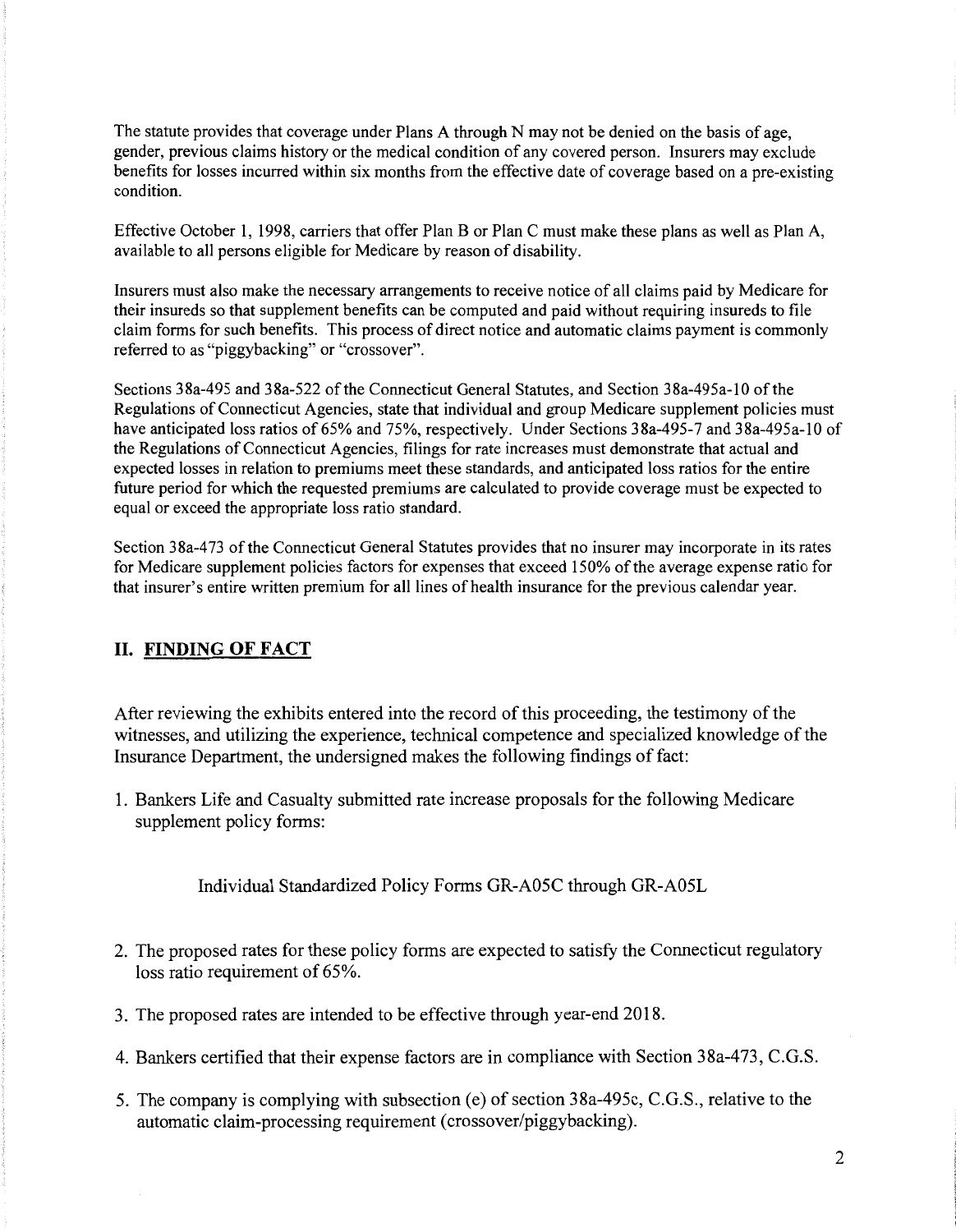The statute provides that coverage under Plans A through N may not be denied on the basis of age, gender, previous claims history or the medical condition of any covered person. Insurers may exclude benefits for losses incurred within six months from the effective date of coverage based on a pre-existing condition.

Effective October 1, 1998, carriers that offer Plan B or Plan C must make these plans as well as Plan A, available to all persons eligible for Medicare by reason of disability.

Insurers must also make the necessary arrangements to receive notice of all claims paid by Medicare for their insureds so that supplement benefits can be computed and paid without requiring insureds to file claim forms for such benefits. This process of direct notice and automatic claims payment is commonly referred to as "piggybacking" or "crossover".

Sections 38a-495 and 38a-522 of the Connecticut General Statutes, and Section 38a-495a-10 of the Regulations of Connecticut Agencies, state that individual and group Medicare supplement policies must have anticipated loss ratios of 65% and 75%, respectively. Under Sections 38a-495-7 and 38a-495a-10 of the Regulations of Connecticut Agencies, filings for rate increases must demonstrate that actual and expected losses in relation to premiums meet these standards, and anticipated loss ratios for the entire future period for which the requested premiums are calculated to provide coverage must be expected to equal or exceed the appropriate loss ratio standard.

Section 38a-473 of the Connecticut General Statutes provides that no insurer may incorporate in its rates for Medicare supplement policies factors for expenses that exceed 150% of the average expense ratio for that insurer's entire written premium for all lines of health insurance for the previous calendar year.

## II. FINDING OF FACT

After reviewing the exhibits entered into the record of this proceeding, the testimony of the witnesses, and utilizing the experience, technical competence and specialized knowledge of the Insurance Department, the undersigned makes the following findings of fact:

1. Bankers Life and Casualty submitted rate increase proposals for the following Medicare supplement policy forms:

   Individual Standardized Policy Forms GR-A05C through GR-A05L

2. The proposed rates for these policy forms are expected to satisfy the Connecticut regulatory loss ratio requirement of 65%.

3. The proposed rates are intended to be effective through year-end 2018.

4. Bankers certified that their expense factors are in compliance with Section 38a-473, C.G.S.

5. The company is complying with subsection (e) of section 38a-495c, C.G.S., relative to the automatic claim-processing requirement (crossover/piggybacking).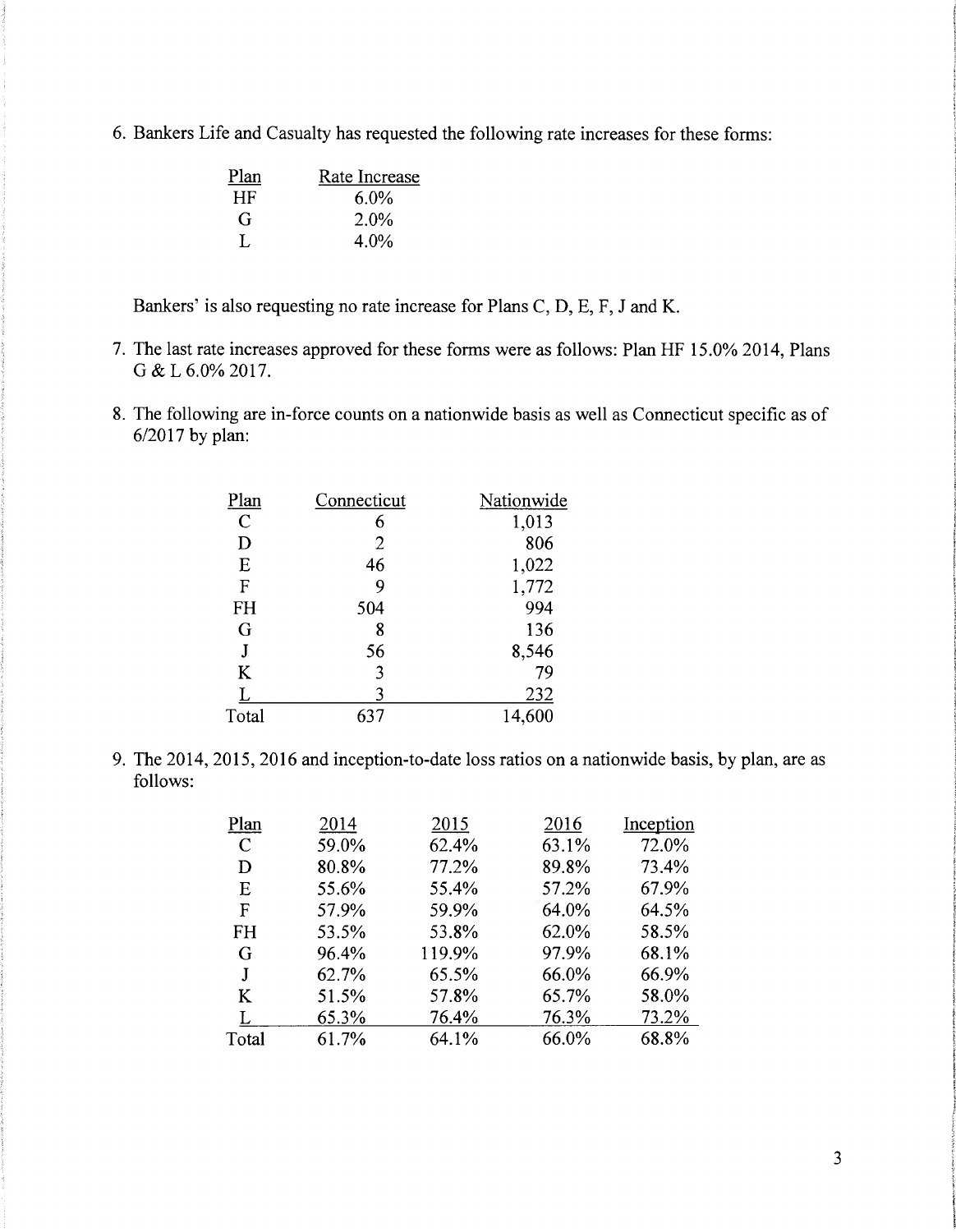6. Bankers Life and Casualty has requested the following rate increases for these forms:

| Plan | Rate Increase |
|---|---|
| HF | 6.0% |
| G | 2.0% |
| L | 4.0% |

   Bankers' is also requesting no rate increase for Plans C, D, E, F, J and K.

7. The last rate increases approved for these forms were as follows: Plan HF 15.0% 2014, Plans G & L 6.0% 2017.

8. The following are in-force counts on a nationwide basis as well as Connecticut specific as of 6/2017 by plan:

| Plan | Connecticut | Nationwide |
|---|---|---|
| C | 6 | 1,013 |
| D | 2 | 806 |
| E | 46 | 1,022 |
| F | 9 | 1,772 |
| FH | 504 | 994 |
| G | 8 | 136 |
| J | 56 | 8,546 |
| K | 3 | 79 |
| L | 3 | 232 |
| Total | 637 | 14,600 |

9. The 2014, 2015, 2016 and inception-to-date loss ratios on a nationwide basis, by plan, are as follows:

| Plan | 2014 | 2015 | 2016 | Inception |
|---|---|---|---|---|
| C | 59.0% | 62.4% | 63.1% | 72.0% |
| D | 80.8% | 77.2% | 89.8% | 73.4% |
| E | 55.6% | 55.4% | 57.2% | 67.9% |
| F | 57.9% | 59.9% | 64.0% | 64.5% |
| FH | 53.5% | 53.8% | 62.0% | 58.5% |
| G | 96.4% | 119.9% | 97.9% | 68.1% |
| J | 62.7% | 65.5% | 66.0% | 66.9% |
| K | 51.5% | 57.8% | 65.7% | 58.0% |
| L | 65.3% | 76.4% | 76.3% | 73.2% |
| Total | 61.7% | 64.1% | 66.0% | 68.8% |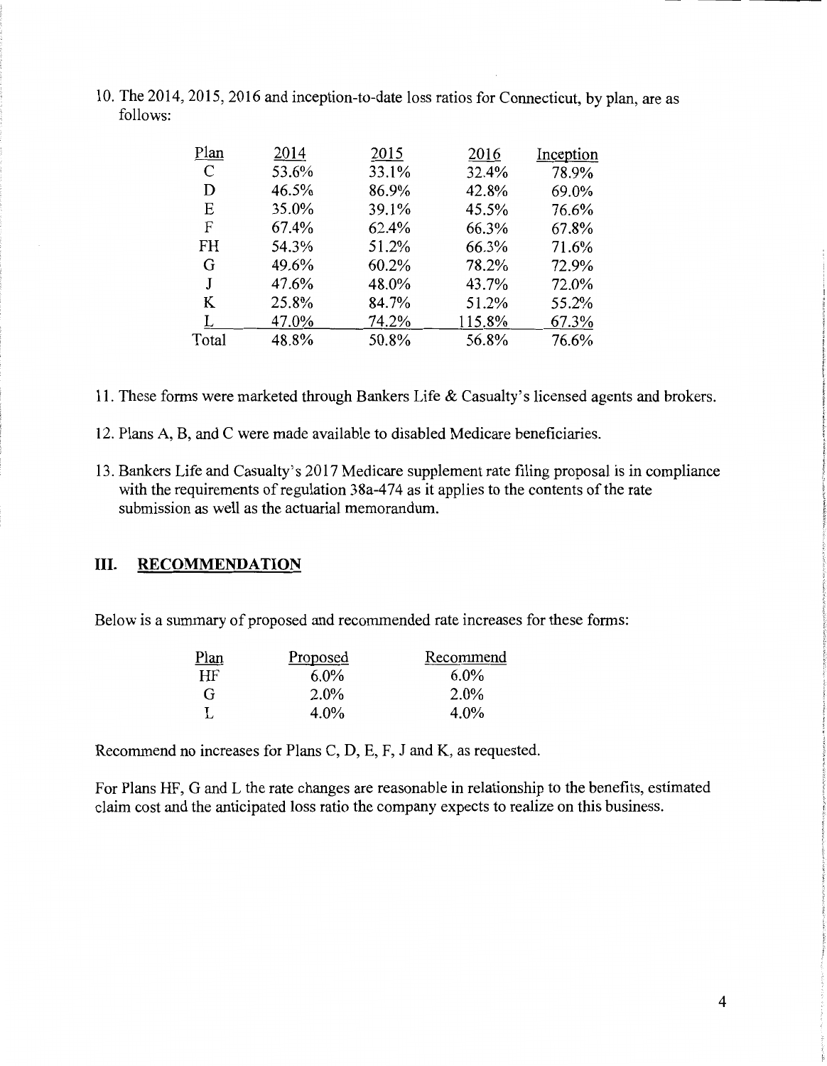10. The 2014, 2015, 2016 and inception-to-date loss ratios for Connecticut, by plan, are as follows:

| Plan | 2014 | 2015 | 2016 | Inception |
|---|---|---|---|---|
| C | 53.6% | 33.1% | 32.4% | 78.9% |
| D | 46.5% | 86.9% | 42.8% | 69.0% |
| E | 35.0% | 39.1% | 45.5% | 76.6% |
| F | 67.4% | 62.4% | 66.3% | 67.8% |
| FH | 54.3% | 51.2% | 66.3% | 71.6% |
| G | 49.6% | 60.2% | 78.2% | 72.9% |
| J | 47.6% | 48.0% | 43.7% | 72.0% |
| K | 25.8% | 84.7% | 51.2% | 55.2% |
| L | 47.0% | 74.2% | 115.8% | 67.3% |
| Total | 48.8% | 50.8% | 56.8% | 76.6% |

11. These forms were marketed through Bankers Life & Casualty's licensed agents and brokers.

12. Plans A, B, and C were made available to disabled Medicare beneficiaries.

13. Bankers Life and Casualty's 2017 Medicare supplement rate filing proposal is in compliance with the requirements of regulation 38a-474 as it applies to the contents of the rate submission as well as the actuarial memorandum.

## III. RECOMMENDATION

Below is a summary of proposed and recommended rate increases for these forms:

| Plan | Proposed | Recommend |
|---|---|---|
| HF | 6.0% | 6.0% |
| G | 2.0% | 2.0% |
| L | 4.0% | 4.0% |

Recommend no increases for Plans C, D, E, F, J and K, as requested.

For Plans HF, G and L the rate changes are reasonable in relationship to the benefits, estimated claim cost and the anticipated loss ratio the company expects to realize on this business.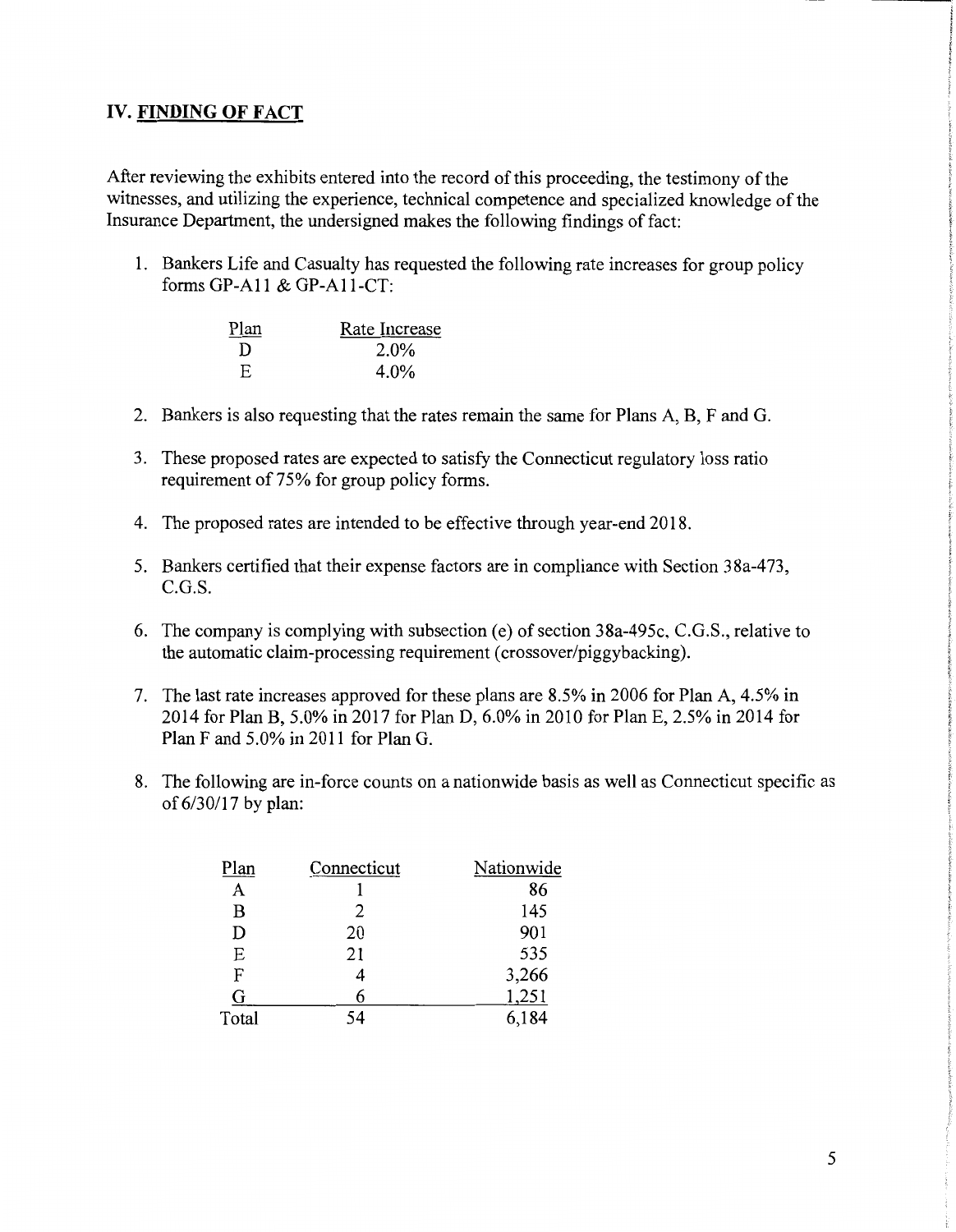## IV. FINDING OF FACT

After reviewing the exhibits entered into the record of this proceeding, the testimony of the witnesses, and utilizing the experience, technical competence and specialized knowledge of the Insurance Department, the undersigned makes the following findings of fact:

1. Bankers Life and Casualty has requested the following rate increases for group policy forms GP-A11 & GP-A11-CT:

| Plan | Rate Increase |
|---|---|
| D | 2.0% |
| E | 4.0% |

2. Bankers is also requesting that the rates remain the same for Plans A, B, F and G.

3. These proposed rates are expected to satisfy the Connecticut regulatory loss ratio requirement of 75% for group policy forms.

4. The proposed rates are intended to be effective through year-end 2018.

5. Bankers certified that their expense factors are in compliance with Section 38a-473, C.G.S.

6. The company is complying with subsection (e) of section 38a-495c, C.G.S., relative to the automatic claim-processing requirement (crossover/piggybacking).

7. The last rate increases approved for these plans are 8.5% in 2006 for Plan A, 4.5% in 2014 for Plan B, 5.0% in 2017 for Plan D, 6.0% in 2010 for Plan E, 2.5% in 2014 for Plan F and 5.0% in 2011 for Plan G.

8. The following are in-force counts on a nationwide basis as well as Connecticut specific as of 6/30/17 by plan:

| Plan | Connecticut | Nationwide |
|---|---|---|
| A | 1 | 86 |
| B | 2 | 145 |
| D | 20 | 901 |
| E | 21 | 535 |
| F | 4 | 3,266 |
| G | 6 | 1,251 |
| Total | 54 | 6,184 |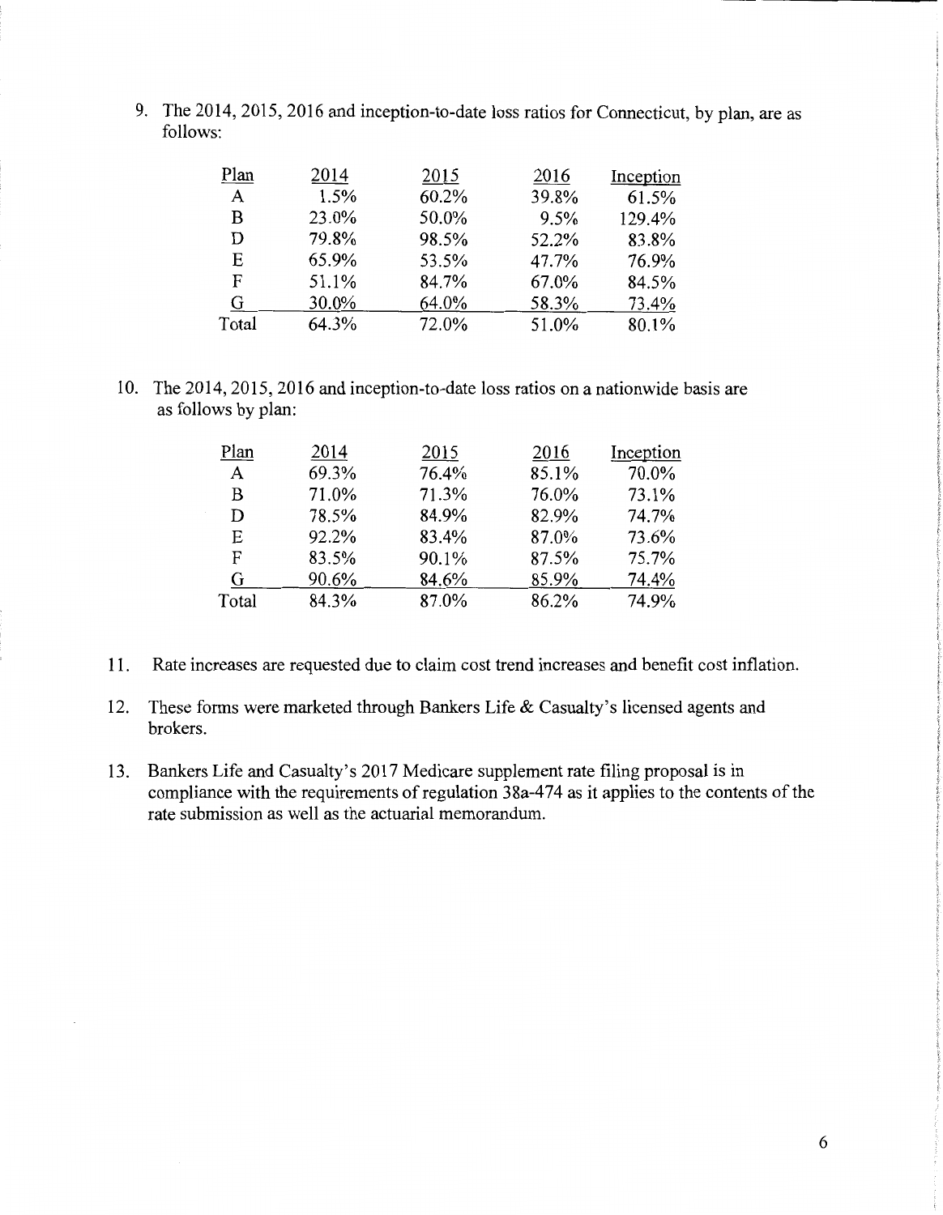9. The 2014, 2015, 2016 and inception-to-date loss ratios for Connecticut, by plan, are as follows:

| Plan | 2014 | 2015 | 2016 | Inception |
|---|---|---|---|---|
| A | 1.5% | 60.2% | 39.8% | 61.5% |
| B | 23.0% | 50.0% | 9.5% | 129.4% |
| D | 79.8% | 98.5% | 52.2% | 83.8% |
| E | 65.9% | 53.5% | 47.7% | 76.9% |
| F | 51.1% | 84.7% | 67.0% | 84.5% |
| G | 30.0% | 64.0% | 58.3% | 73.4% |
| Total | 64.3% | 72.0% | 51.0% | 80.1% |

10. The 2014, 2015, 2016 and inception-to-date loss ratios on a nationwide basis are as follows by plan:

| Plan | 2014 | 2015 | 2016 | Inception |
|---|---|---|---|---|
| A | 69.3% | 76.4% | 85.1% | 70.0% |
| B | 71.0% | 71.3% | 76.0% | 73.1% |
| D | 78.5% | 84.9% | 82.9% | 74.7% |
| E | 92.2% | 83.4% | 87.0% | 73.6% |
| F | 83.5% | 90.1% | 87.5% | 75.7% |
| G | 90.6% | 84.6% | 85.9% | 74.4% |
| Total | 84.3% | 87.0% | 86.2% | 74.9% |

11. Rate increases are requested due to claim cost trend increases and benefit cost inflation.

12. These forms were marketed through Bankers Life & Casualty's licensed agents and brokers.

13. Bankers Life and Casualty's 2017 Medicare supplement rate filing proposal is in compliance with the requirements of regulation 38a-474 as it applies to the contents of the rate submission as well as the actuarial memorandum.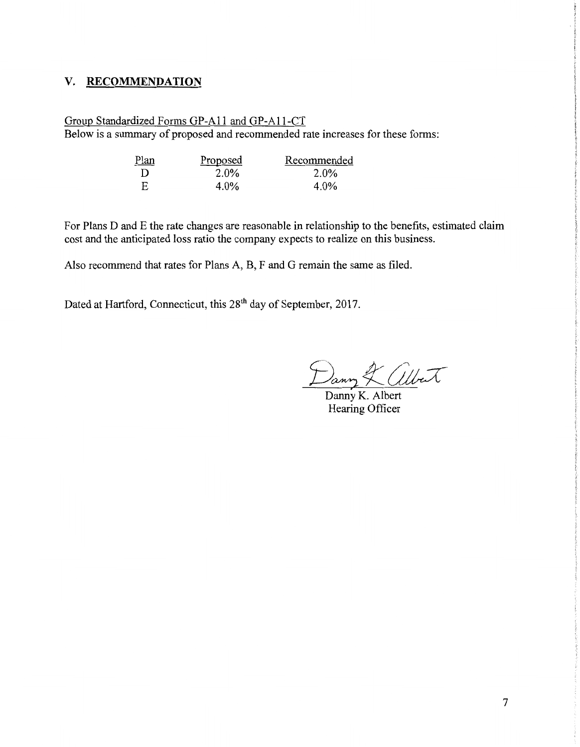## V. **RECOMMENDATION**

Group Standardized Forms GP-A11 and GP-A11-CT
Below is a summary of proposed and recommended rate increases for these forms:

| Plan | Proposed | Recommended |
|---|---|---|
| D | 2.0% | 2.0% |
| E | 4.0% | 4.0% |

For Plans D and E the rate changes are reasonable in relationship to the benefits, estimated claim cost and the anticipated loss ratio the company expects to realize on this business.

Also recommend that rates for Plans A, B, F and G remain the same as filed.

Dated at Hartford, Connecticut, this 28th day of September, 2017.

Danny K. Albert
Hearing Officer